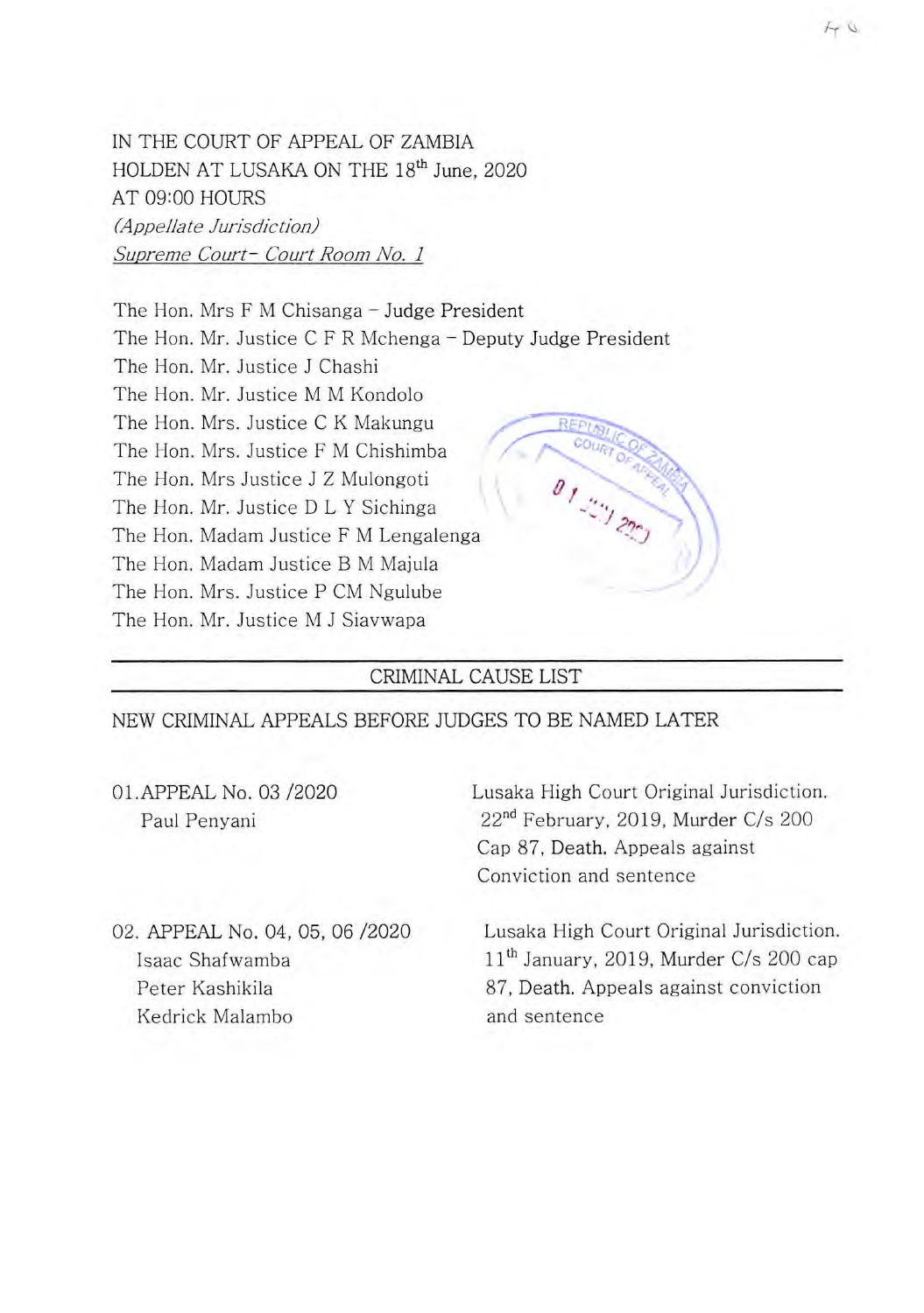IN THE COURT OF APPEAL OF ZAMBIA
HOLDEN AT LUSAKA ON THE 18th June, 2020
AT 09:00 HOURS
*(Appellate Jurisdiction)*
*Supreme Court- Court Room No. 1*

The Hon. Mrs F M Chisanga – Judge President
The Hon. Mr. Justice C F R Mchenga – Deputy Judge President
The Hon. Mr. Justice J Chashi
The Hon. Mr. Justice M M Kondolo
The Hon. Mrs. Justice C K Makungu
The Hon. Mrs. Justice F M Chishimba
The Hon. Mrs Justice J Z Mulongoti
The Hon. Mr. Justice D L Y Sichinga
The Hon. Madam Justice F M Lengalenga
The Hon. Madam Justice B M Majula
The Hon. Mrs. Justice P CM Ngulube
The Hon. Mr. Justice M J Siavwapa

REPUBLIC OF ZAMBIA
COURT OF APPEAL
01 ... 2020

---

CRIMINAL CAUSE LIST

---

NEW CRIMINAL APPEALS BEFORE JUDGES TO BE NAMED LATER

01. APPEAL No. 03 /2020
Paul Penyani

Lusaka High Court Original Jurisdiction. 22nd February, 2019, Murder C/s 200 Cap 87, Death. Appeals against Conviction and sentence

02. APPEAL No. 04, 05, 06 /2020
Isaac Shafwamba
Peter Kashikila
Kedrick Malambo

Lusaka High Court Original Jurisdiction. 11th January, 2019, Murder C/s 200 cap 87, Death. Appeals against conviction and sentence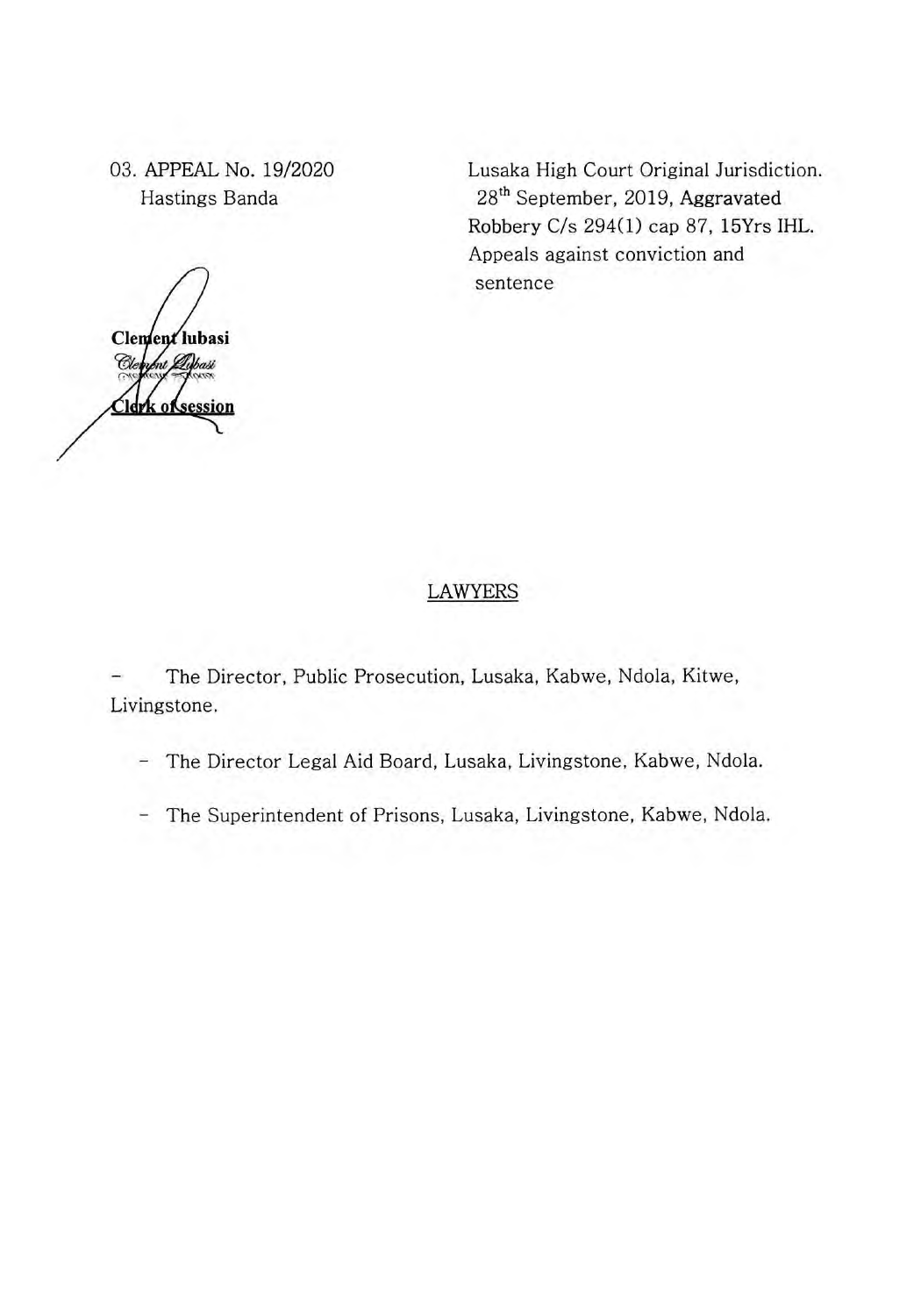03. APPEAL No. 19/2020
Hastings Banda

Lusaka High Court Original Jurisdiction. 28th September, 2019, Aggravated Robbery C/s 294(1) cap 87, 15Yrs IHL. Appeals against conviction and sentence

Clement lubasi
Clerk of session

## LAWYERS

- The Director, Public Prosecution, Lusaka, Kabwe, Ndola, Kitwe, Livingstone.
- The Director Legal Aid Board, Lusaka, Livingstone, Kabwe, Ndola.
- The Superintendent of Prisons, Lusaka, Livingstone, Kabwe, Ndola.